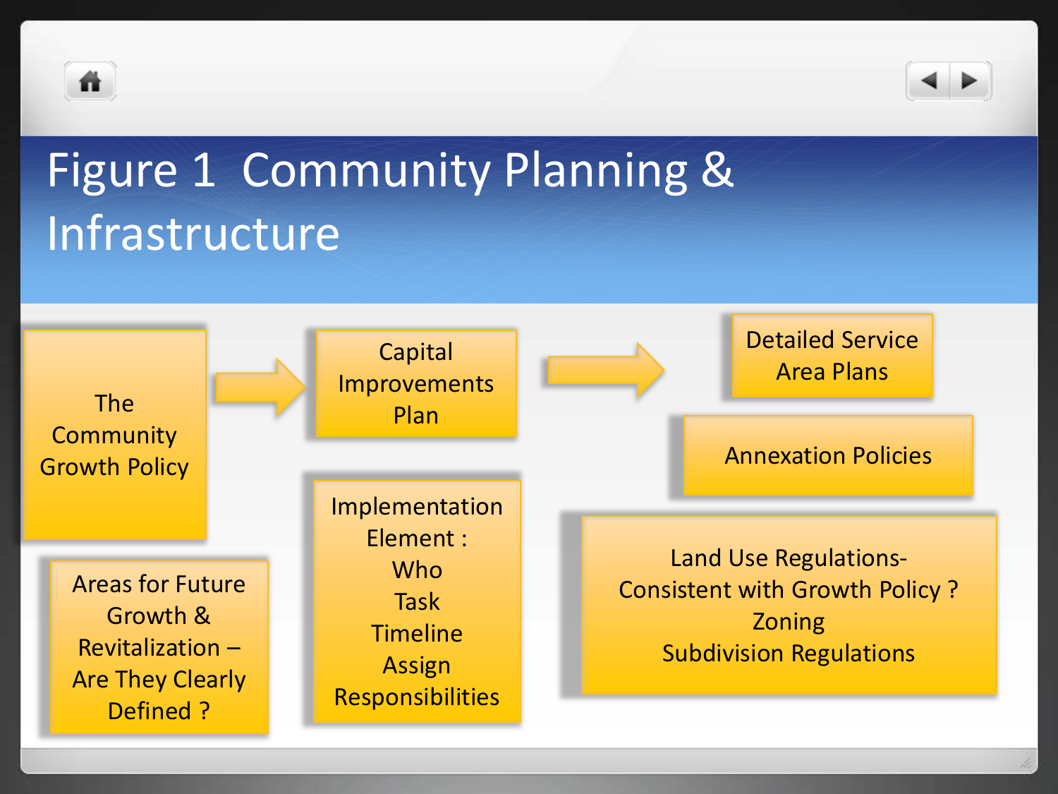# Figure 1 Community Planning & Infrastructure

- The Community Growth Policy
- Capital Improvements Plan
- Detailed Service Area Plans
- Annexation Policies
- Areas for Future Growth & Revitalization – Are They Clearly Defined ?
- Implementation Element :
  - Who
  - Task
  - Timeline
  - Assign Responsibilities
- Land Use Regulations- Consistent with Growth Policy ?
  - Zoning
  - Subdivision Regulations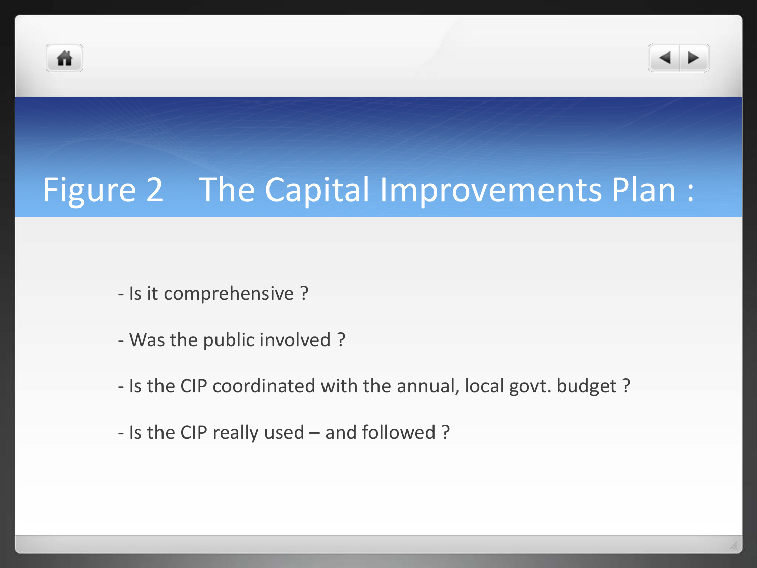# Figure 2 The Capital Improvements Plan :

- Is it comprehensive ?

- Was the public involved ?

- Is the CIP coordinated with the annual, local govt. budget ?

- Is the CIP really used – and followed ?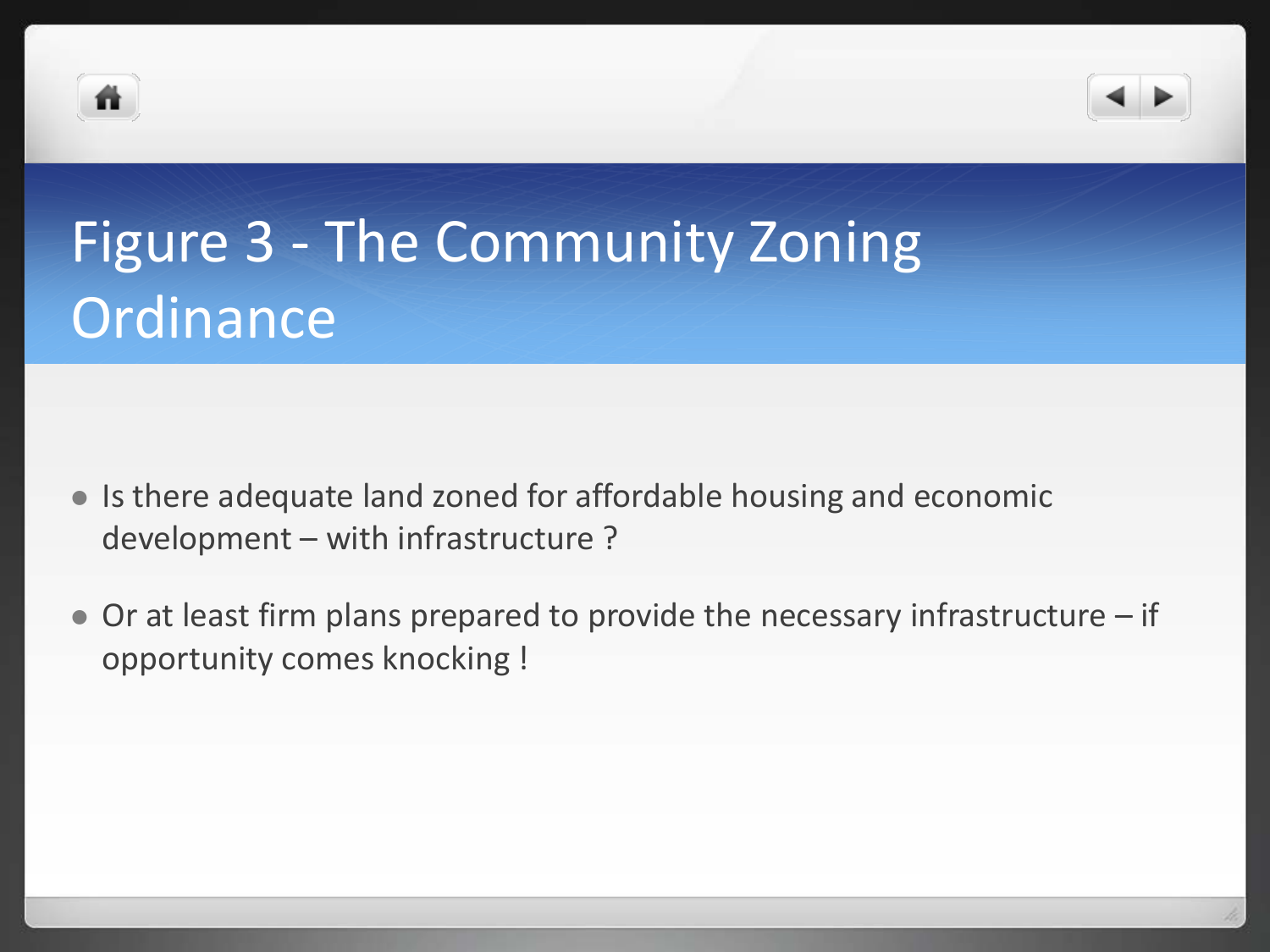# Figure 3 - The Community Zoning Ordinance

- Is there adequate land zoned for affordable housing and economic development – with infrastructure ?
- Or at least firm plans prepared to provide the necessary infrastructure – if opportunity comes knocking !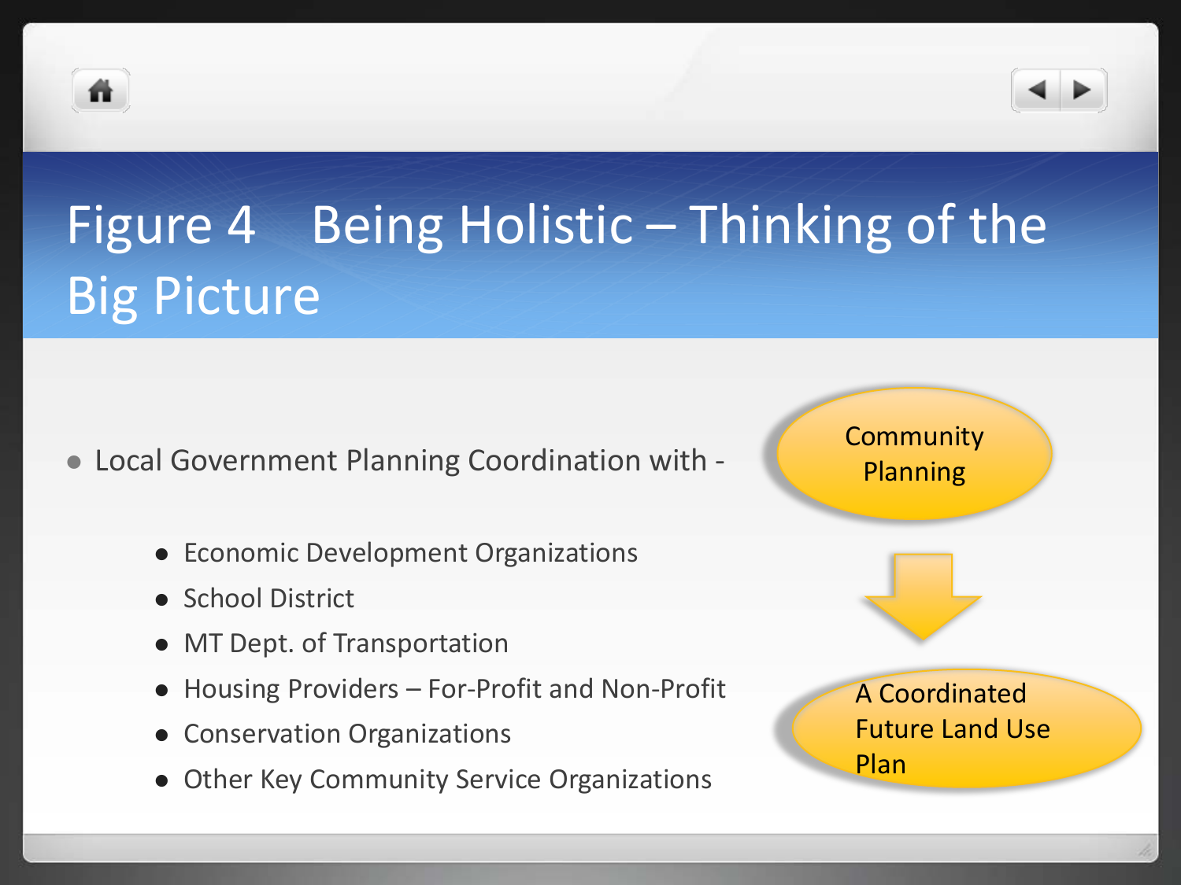# Figure 4 Being Holistic – Thinking of the Big Picture

- Local Government Planning Coordination with -
  - Economic Development Organizations
  - School District
  - MT Dept. of Transportation
  - Housing Providers – For-Profit and Non-Profit
  - Conservation Organizations
  - Other Key Community Service Organizations

Community Planning

↓

A Coordinated Future Land Use Plan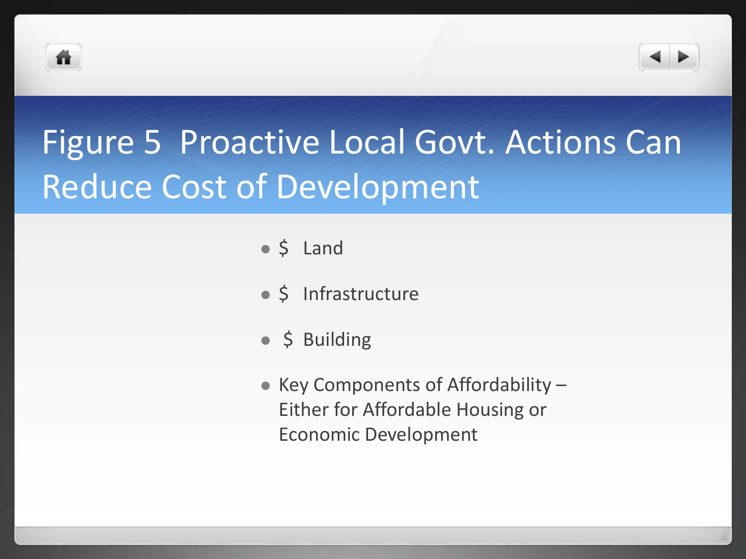# Figure 5 Proactive Local Govt. Actions Can Reduce Cost of Development

- $ Land
- $ Infrastructure
- $ Building
- Key Components of Affordability – Either for Affordable Housing or Economic Development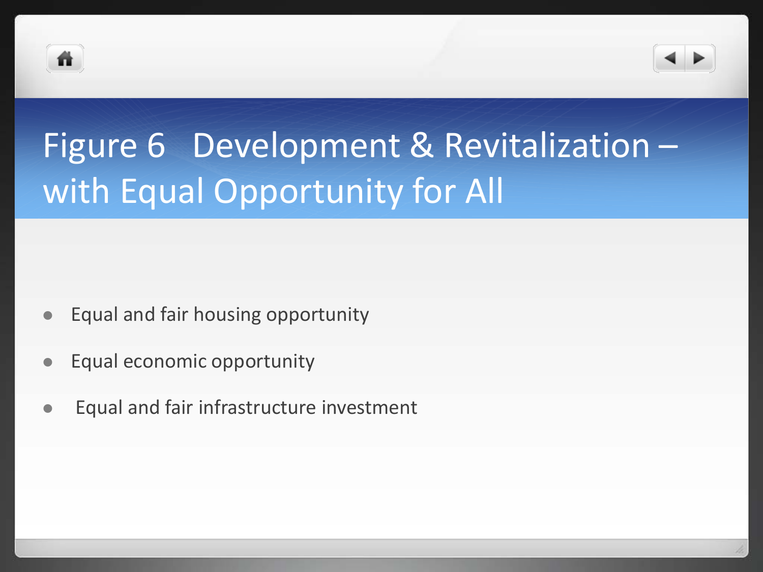# Figure 6 Development & Revitalization – with Equal Opportunity for All

- Equal and fair housing opportunity
- Equal economic opportunity
- Equal and fair infrastructure investment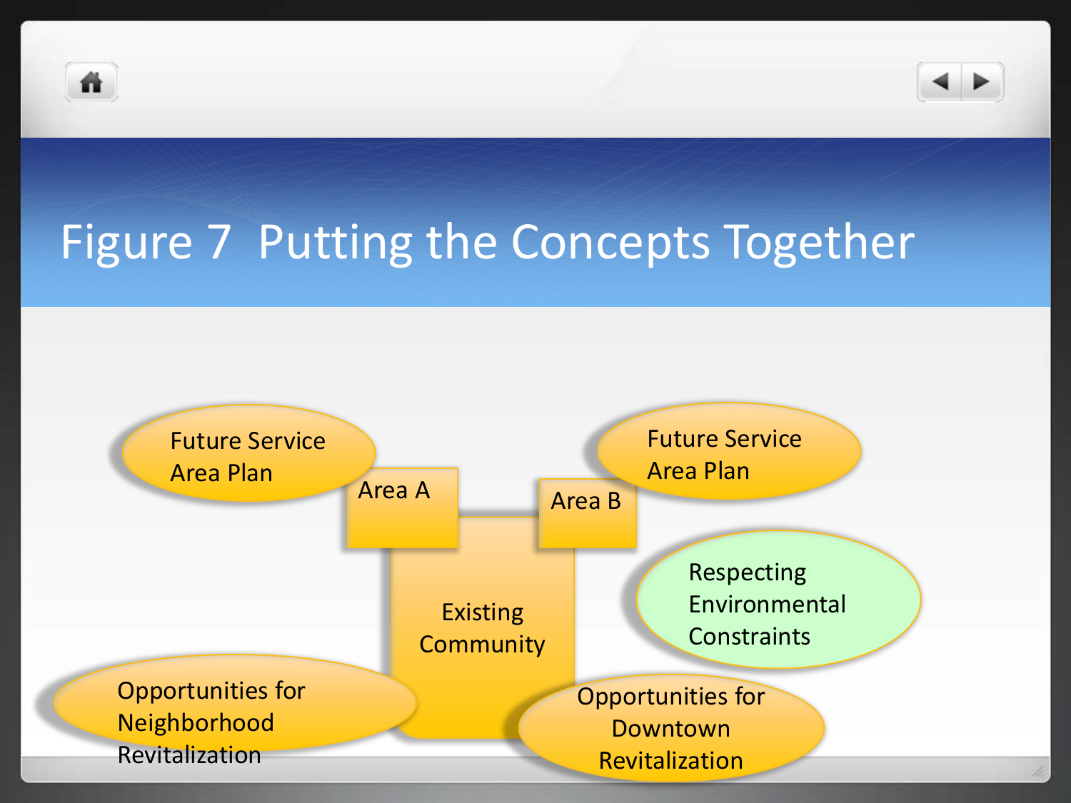# Figure 7 Putting the Concepts Together

Future Service Area Plan

Area A

Area B

Future Service Area Plan

Existing Community

Respecting Environmental Constraints

Opportunities for Neighborhood Revitalization

Opportunities for Downtown Revitalization